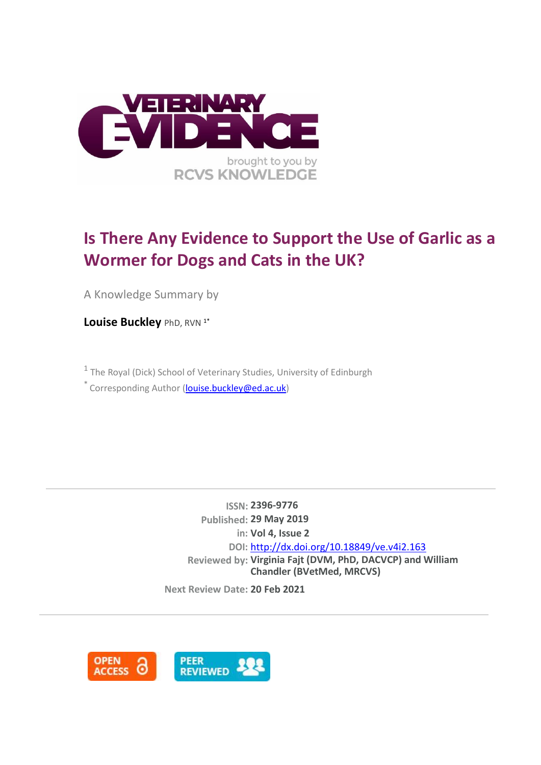# Is There Any Evidence to Support the Use of Garlic as a Wormer for Dogs and Cats in the UK?

A Knowledge Summary by

**Louise Buckley** PhD, RVN [1*]

[1] The Royal (Dick) School of Veterinary Studies, University of Edinburgh

[*] Corresponding Author (louise.buckley@ed.ac.uk)

**ISSN:** 2396-9776

**Published:** 29 May 2019

**in:** Vol 4, Issue 2

**DOI:** http://dx.doi.org/10.18849/ve.v4i2.163

**Reviewed by:** Virginia Fajt (DVM, PhD, DACVCP) and William Chandler (BVetMed, MRCVS)

**Next Review Date:** 20 Feb 2021

OPEN ACCESS

PEER REVIEWED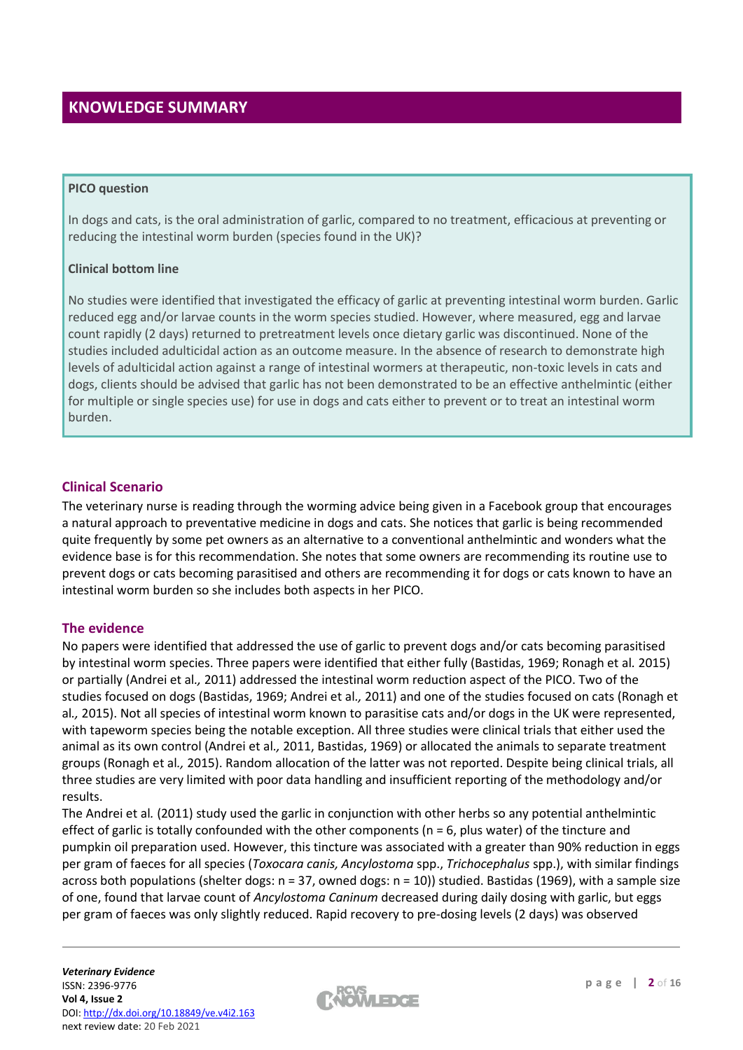## KNOWLEDGE SUMMARY

**PICO question**

In dogs and cats, is the oral administration of garlic, compared to no treatment, efficacious at preventing or reducing the intestinal worm burden (species found in the UK)?

**Clinical bottom line**

No studies were identified that investigated the efficacy of garlic at preventing intestinal worm burden. Garlic reduced egg and/or larvae counts in the worm species studied. However, where measured, egg and larvae count rapidly (2 days) returned to pretreatment levels once dietary garlic was discontinued. None of the studies included adulticidal action as an outcome measure. In the absence of research to demonstrate high levels of adulticidal action against a range of intestinal wormers at therapeutic, non-toxic levels in cats and dogs, clients should be advised that garlic has not been demonstrated to be an effective anthelmintic (either for multiple or single species use) for use in dogs and cats either to prevent or to treat an intestinal worm burden.

### Clinical Scenario

The veterinary nurse is reading through the worming advice being given in a Facebook group that encourages a natural approach to preventative medicine in dogs and cats. She notices that garlic is being recommended quite frequently by some pet owners as an alternative to a conventional anthelmintic and wonders what the evidence base is for this recommendation. She notes that some owners are recommending its routine use to prevent dogs or cats becoming parasitised and others are recommending it for dogs or cats known to have an intestinal worm burden so she includes both aspects in her PICO.

### The evidence

No papers were identified that addressed the use of garlic to prevent dogs and/or cats becoming parasitised by intestinal worm species. Three papers were identified that either fully (Bastidas, 1969; Ronagh et al. 2015) or partially (Andrei et al*.,* 2011) addressed the intestinal worm reduction aspect of the PICO. Two of the studies focused on dogs (Bastidas, 1969; Andrei et al*.,* 2011) and one of the studies focused on cats (Ronagh et al*.,* 2015). Not all species of intestinal worm known to parasitise cats and/or dogs in the UK were represented, with tapeworm species being the notable exception. All three studies were clinical trials that either used the animal as its own control (Andrei et al*.,* 2011, Bastidas, 1969) or allocated the animals to separate treatment groups (Ronagh et al*.,* 2015). Random allocation of the latter was not reported. Despite being clinical trials, all three studies are very limited with poor data handling and insufficient reporting of the methodology and/or results.

The Andrei et al*.* (2011) study used the garlic in conjunction with other herbs so any potential anthelmintic effect of garlic is totally confounded with the other components (n = 6, plus water) of the tincture and pumpkin oil preparation used. However, this tincture was associated with a greater than 90% reduction in eggs per gram of faeces for all species (*Toxocara canis, Ancylostoma* spp., *Trichocephalus* spp.), with similar findings across both populations (shelter dogs: n = 37, owned dogs: n = 10)) studied. Bastidas (1969), with a sample size of one, found that larvae count of *Ancylostoma Caninum* decreased during daily dosing with garlic, but eggs per gram of faeces was only slightly reduced. Rapid recovery to pre-dosing levels (2 days) was observed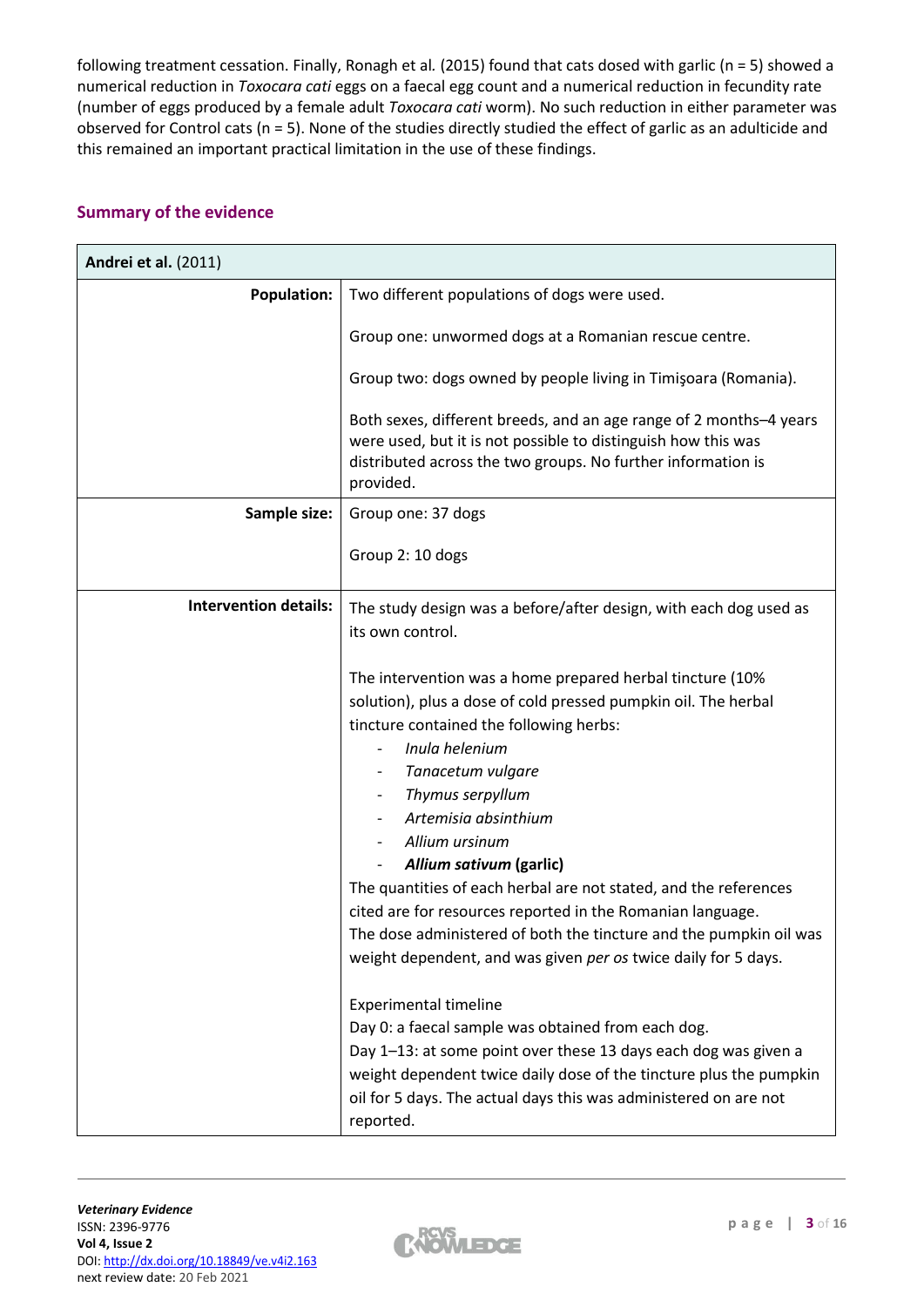following treatment cessation. Finally, Ronagh et al*.* (2015) found that cats dosed with garlic (n = 5) showed a numerical reduction in *Toxocara cati* eggs on a faecal egg count and a numerical reduction in fecundity rate (number of eggs produced by a female adult *Toxocara cati* worm). No such reduction in either parameter was observed for Control cats (n = 5). None of the studies directly studied the effect of garlic as an adulticide and this remained an important practical limitation in the use of these findings.

## Summary of the evidence

| **Andrei et al.** (2011) | |
|---|---|
| **Population:** | Two different populations of dogs were used.<br><br>Group one: unwormed dogs at a Romanian rescue centre.<br><br>Group two: dogs owned by people living in Timişoara (Romania).<br><br>Both sexes, different breeds, and an age range of 2 months–4 years were used, but it is not possible to distinguish how this was distributed across the two groups. No further information is provided. |
| **Sample size:** | Group one: 37 dogs<br><br>Group 2: 10 dogs |
| **Intervention details:** | The study design was a before/after design, with each dog used as its own control.<br><br>The intervention was a home prepared herbal tincture (10% solution), plus a dose of cold pressed pumpkin oil. The herbal tincture contained the following herbs:<br>- *Inula helenium*<br>- *Tanacetum vulgare*<br>- *Thymus serpyllum*<br>- *Artemisia absinthium*<br>- *Allium ursinum*<br>- ***Allium sativum*** **(garlic)**<br>The quantities of each herbal are not stated, and the references cited are for resources reported in the Romanian language.<br>The dose administered of both the tincture and the pumpkin oil was weight dependent, and was given *per os* twice daily for 5 days.<br><br>Experimental timeline<br>Day 0: a faecal sample was obtained from each dog.<br>Day 1–13: at some point over these 13 days each dog was given a weight dependent twice daily dose of the tincture plus the pumpkin oil for 5 days. The actual days this was administered on are not reported. |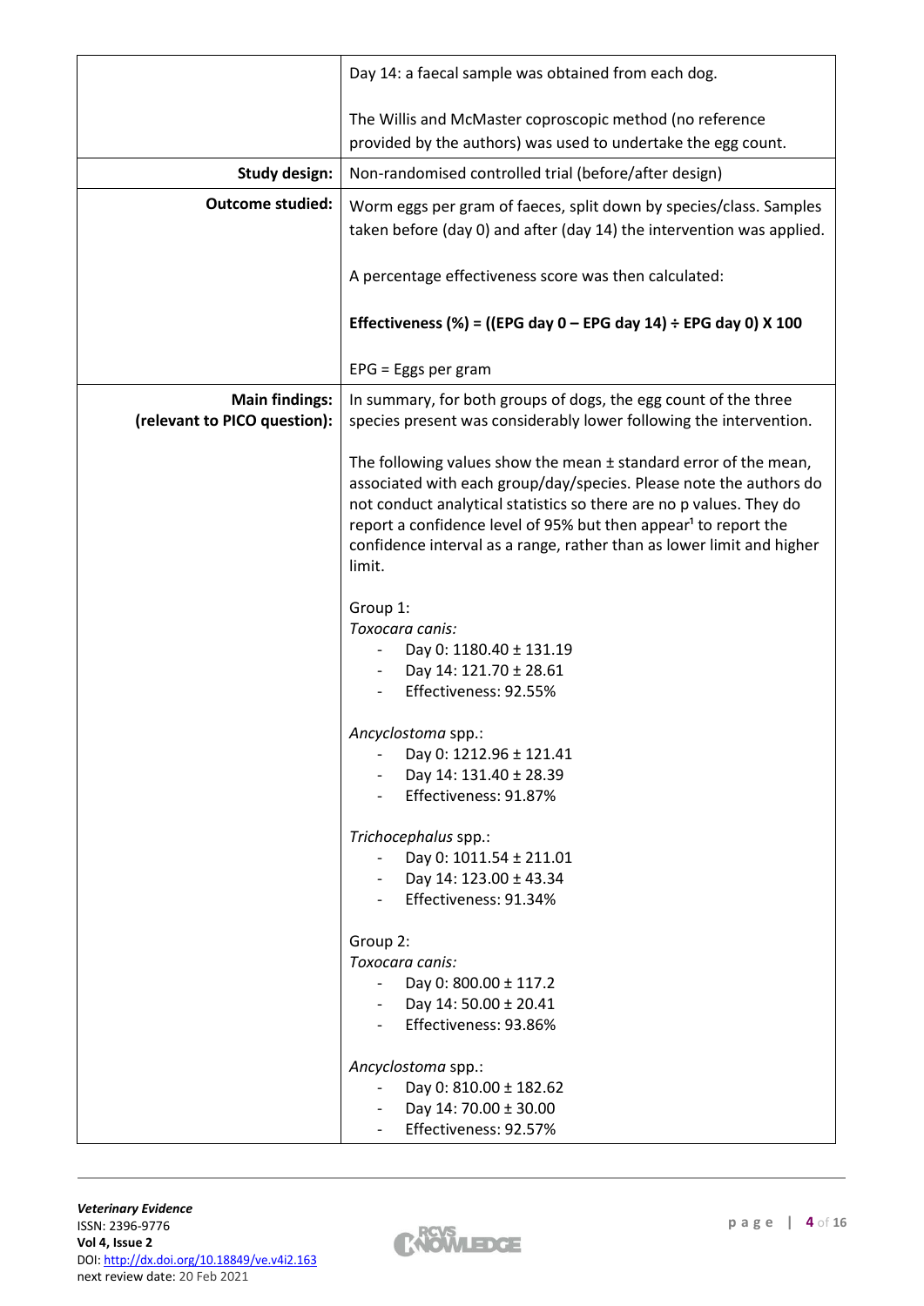| | |
|---|---|
| | Day 14: a faecal sample was obtained from each dog.<br><br>The Willis and McMaster coproscopic method (no reference provided by the authors) was used to undertake the egg count. |
| **Study design:** | Non-randomised controlled trial (before/after design) |
| **Outcome studied:** | Worm eggs per gram of faeces, split down by species/class. Samples taken before (day 0) and after (day 14) the intervention was applied.<br><br>A percentage effectiveness score was then calculated:<br><br>**Effectiveness (%) = ((EPG day 0 – EPG day 14) ÷ EPG day 0) X 100**<br><br>EPG = Eggs per gram |
| **Main findings: (relevant to PICO question):** | In summary, for both groups of dogs, the egg count of the three species present was considerably lower following the intervention.<br><br>The following values show the mean ± standard error of the mean, associated with each group/day/species. Please note the authors do not conduct analytical statistics so there are no p values. They do report a confidence level of 95% but then appear[1] to report the confidence interval as a range, rather than as lower limit and higher limit.<br><br>Group 1:<br>*Toxocara canis:*<br>- Day 0: 1180.40 ± 131.19<br>- Day 14: 121.70 ± 28.61<br>- Effectiveness: 92.55%<br><br>*Ancyclostoma* spp.:<br>- Day 0: 1212.96 ± 121.41<br>- Day 14: 131.40 ± 28.39<br>- Effectiveness: 91.87%<br><br>*Trichocephalus* spp.:<br>- Day 0: 1011.54 ± 211.01<br>- Day 14: 123.00 ± 43.34<br>- Effectiveness: 91.34%<br><br>Group 2:<br>*Toxocara canis:*<br>- Day 0: 800.00 ± 117.2<br>- Day 14: 50.00 ± 20.41<br>- Effectiveness: 93.86%<br><br>*Ancyclostoma* spp.:<br>- Day 0: 810.00 ± 182.62<br>- Day 14: 70.00 ± 30.00<br>- Effectiveness: 92.57% |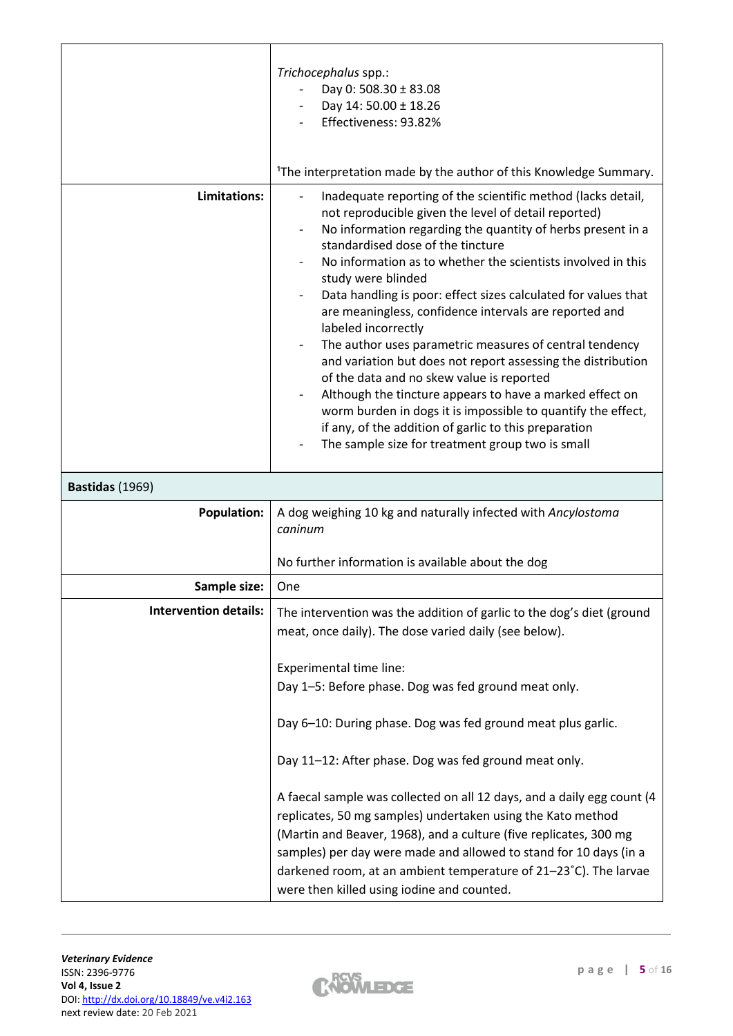| | |
|---|---|
| | *Trichocephalus* spp.:<br>- Day 0: 508.30 ± 83.08<br>- Day 14: 50.00 ± 18.26<br>- Effectiveness: 93.82%<br><br>[1]The interpretation made by the author of this Knowledge Summary. |
| **Limitations:** | - Inadequate reporting of the scientific method (lacks detail, not reproducible given the level of detail reported)<br>- No information regarding the quantity of herbs present in a standardised dose of the tincture<br>- No information as to whether the scientists involved in this study were blinded<br>- Data handling is poor: effect sizes calculated for values that are meaningless, confidence intervals are reported and labeled incorrectly<br>- The author uses parametric measures of central tendency and variation but does not report assessing the distribution of the data and no skew value is reported<br>- Although the tincture appears to have a marked effect on worm burden in dogs it is impossible to quantify the effect, if any, of the addition of garlic to this preparation<br>- The sample size for treatment group two is small |

| **Bastidas** (1969) | |
|---|---|
| **Population:** | A dog weighing 10 kg and naturally infected with *Ancylostoma caninum*<br><br>No further information is available about the dog |
| **Sample size:** | One |
| **Intervention details:** | The intervention was the addition of garlic to the dog's diet (ground meat, once daily). The dose varied daily (see below).<br><br>Experimental time line:<br>Day 1–5: Before phase. Dog was fed ground meat only.<br><br>Day 6–10: During phase. Dog was fed ground meat plus garlic.<br><br>Day 11–12: After phase. Dog was fed ground meat only.<br><br>A faecal sample was collected on all 12 days, and a daily egg count (4 replicates, 50 mg samples) undertaken using the Kato method (Martin and Beaver, 1968), and a culture (five replicates, 300 mg samples) per day were made and allowed to stand for 10 days (in a darkened room, at an ambient temperature of 21–23˚C). The larvae were then killed using iodine and counted. |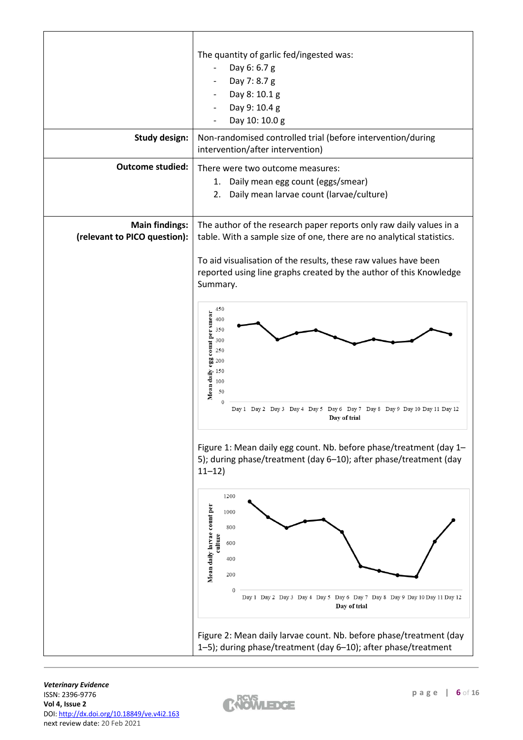| | |
|---|---|
| | The quantity of garlic fed/ingested was:<br>- Day 6: 6.7 g<br>- Day 7: 8.7 g<br>- Day 8: 10.1 g<br>- Day 9: 10.4 g<br>- Day 10: 10.0 g |
| **Study design:** | Non-randomised controlled trial (before intervention/during intervention/after intervention) |
| **Outcome studied:** | There were two outcome measures:<br>1. Daily mean egg count (eggs/smear)<br>2. Daily mean larvae count (larvae/culture) |
| **Main findings: (relevant to PICO question):** | The author of the research paper reports only raw daily values in a table. With a sample size of one, there are no analytical statistics.<br><br>To aid visualisation of the results, these raw values have been reported using line graphs created by the author of this Knowledge Summary.<br><br>Figure 1: Mean daily egg count. Nb. before phase/treatment (day 1–5); during phase/treatment (day 6–10); after phase/treatment (day 11–12)<br><br>Figure 2: Mean daily larvae count. Nb. before phase/treatment (day 1–5); during phase/treatment (day 6–10); after phase/treatment |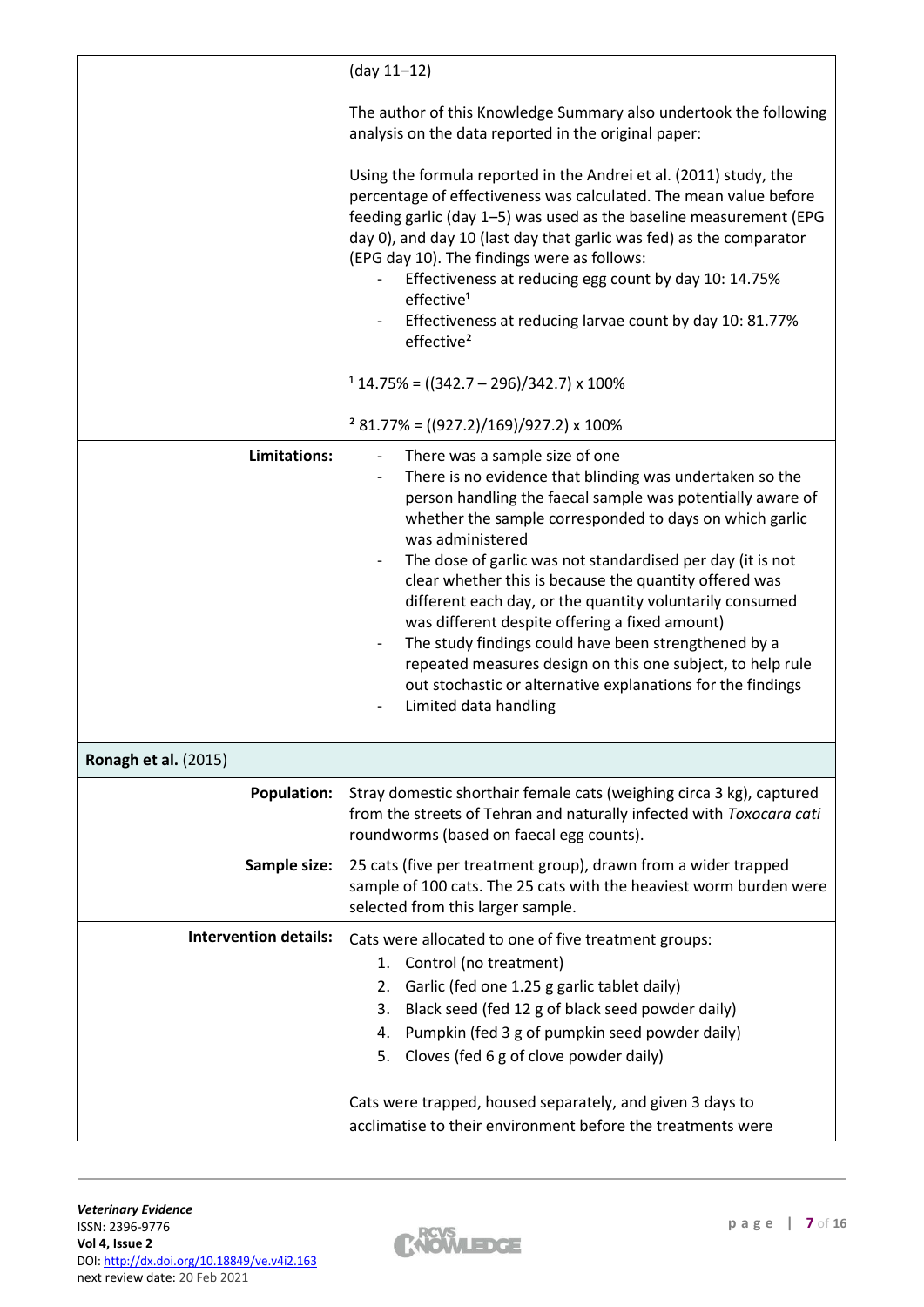| | |
|---|---|
| | (day 11–12)<br><br>The author of this Knowledge Summary also undertook the following analysis on the data reported in the original paper:<br><br>Using the formula reported in the Andrei et al. (2011) study, the percentage of effectiveness was calculated. The mean value before feeding garlic (day 1–5) was used as the baseline measurement (EPG day 0), and day 10 (last day that garlic was fed) as the comparator (EPG day 10). The findings were as follows:<br>- Effectiveness at reducing egg count by day 10: 14.75% effective[1]<br>- Effectiveness at reducing larvae count by day 10: 81.77% effective[2]<br><br>[1] 14.75% = ((342.7 – 296)/342.7) x 100%<br><br>[2] 81.77% = ((927.2)/169)/927.2) x 100% |
| **Limitations:** | - There was a sample size of one<br>- There is no evidence that blinding was undertaken so the person handling the faecal sample was potentially aware of whether the sample corresponded to days on which garlic was administered<br>- The dose of garlic was not standardised per day (it is not clear whether this is because the quantity offered was different each day, or the quantity voluntarily consumed was different despite offering a fixed amount)<br>- The study findings could have been strengthened by a repeated measures design on this one subject, to help rule out stochastic or alternative explanations for the findings<br>- Limited data handling |
| **Ronagh et al.** (2015) | |
| **Population:** | Stray domestic shorthair female cats (weighing circa 3 kg), captured from the streets of Tehran and naturally infected with *Toxocara cati* roundworms (based on faecal egg counts). |
| **Sample size:** | 25 cats (five per treatment group), drawn from a wider trapped sample of 100 cats. The 25 cats with the heaviest worm burden were selected from this larger sample. |
| **Intervention details:** | Cats were allocated to one of five treatment groups:<br>1. Control (no treatment)<br>2. Garlic (fed one 1.25 g garlic tablet daily)<br>3. Black seed (fed 12 g of black seed powder daily)<br>4. Pumpkin (fed 3 g of pumpkin seed powder daily)<br>5. Cloves (fed 6 g of clove powder daily)<br><br>Cats were trapped, housed separately, and given 3 days to acclimatise to their environment before the treatments were |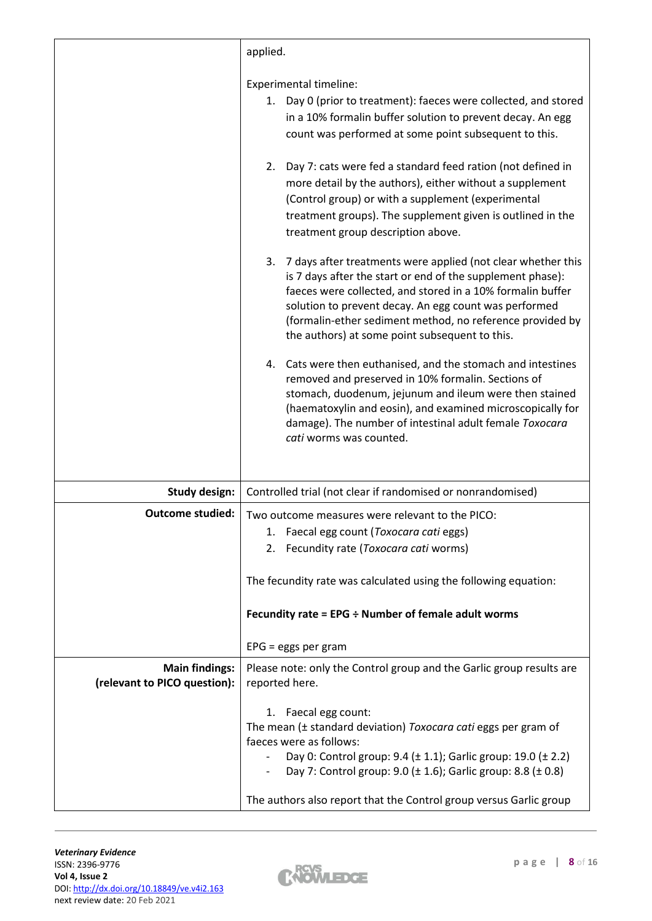| | |
|---|---|
| | applied.<br><br>Experimental timeline:<br>1. Day 0 (prior to treatment): faeces were collected, and stored in a 10% formalin buffer solution to prevent decay. An egg count was performed at some point subsequent to this.<br><br>2. Day 7: cats were fed a standard feed ration (not defined in more detail by the authors), either without a supplement (Control group) or with a supplement (experimental treatment groups). The supplement given is outlined in the treatment group description above.<br><br>3. 7 days after treatments were applied (not clear whether this is 7 days after the start or end of the supplement phase): faeces were collected, and stored in a 10% formalin buffer solution to prevent decay. An egg count was performed (formalin-ether sediment method, no reference provided by the authors) at some point subsequent to this.<br><br>4. Cats were then euthanised, and the stomach and intestines removed and preserved in 10% formalin. Sections of stomach, duodenum, jejunum and ileum were then stained (haematoxylin and eosin), and examined microscopically for damage). The number of intestinal adult female *Toxocara cati* worms was counted. |
| **Study design:** | Controlled trial (not clear if randomised or nonrandomised) |
| **Outcome studied:** | Two outcome measures were relevant to the PICO:<br>1. Faecal egg count (*Toxocara cati* eggs)<br>2. Fecundity rate (*Toxocara cati* worms)<br><br>The fecundity rate was calculated using the following equation:<br><br>**Fecundity rate = EPG ÷ Number of female adult worms**<br><br>EPG = eggs per gram |
| **Main findings: (relevant to PICO question):** | Please note: only the Control group and the Garlic group results are reported here.<br><br>1. Faecal egg count:<br>The mean (± standard deviation) *Toxocara cati* eggs per gram of faeces were as follows:<br>- Day 0: Control group: 9.4 (± 1.1); Garlic group: 19.0 (± 2.2)<br>- Day 7: Control group: 9.0 (± 1.6); Garlic group: 8.8 (± 0.8)<br><br>The authors also report that the Control group versus Garlic group |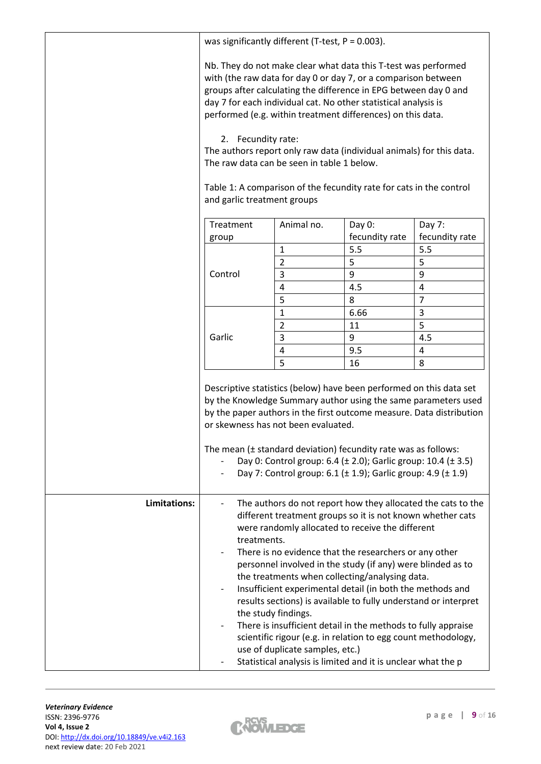was significantly different (T-test, $P = 0.003$).

Nb. They do not make clear what data this T-test was performed with (the raw data for day 0 or day 7, or a comparison between groups after calculating the difference in EPG between day 0 and day 7 for each individual cat. No other statistical analysis is performed (e.g. within treatment differences) on this data.

2. Fecundity rate:

The authors report only raw data (individual animals) for this data. The raw data can be seen in table 1 below.

Table 1: A comparison of the fecundity rate for cats in the control and garlic treatment groups

| Treatment group | Animal no. | Day 0: fecundity rate | Day 7: fecundity rate |
|---|---|---|---|
| Control | 1 | 5.5 | 5.5 |
| | 2 | 5 | 5 |
| | 3 | 9 | 9 |
| | 4 | 4.5 | 4 |
| | 5 | 8 | 7 |
| Garlic | 1 | 6.66 | 3 |
| | 2 | 11 | 5 |
| | 3 | 9 | 4.5 |
| | 4 | 9.5 | 4 |
| | 5 | 16 | 8 |

Descriptive statistics (below) have been performed on this data set by the Knowledge Summary author using the same parameters used by the paper authors in the first outcome measure. Data distribution or skewness has not been evaluated.

The mean (± standard deviation) fecundity rate was as follows:

- Day 0: Control group: 6.4 (± 2.0); Garlic group: 10.4 (± 3.5)
- Day 7: Control group: 6.1 (± 1.9); Garlic group: 4.9 (± 1.9)

**Limitations:**

- The authors do not report how they allocated the cats to the different treatment groups so it is not known whether cats were randomly allocated to receive the different treatments.
- There is no evidence that the researchers or any other personnel involved in the study (if any) were blinded as to the treatments when collecting/analysing data.
- Insufficient experimental detail (in both the methods and results sections) is available to fully understand or interpret the study findings.
- There is insufficient detail in the methods to fully appraise scientific rigour (e.g. in relation to egg count methodology, use of duplicate samples, etc.)
- Statistical analysis is limited and it is unclear what the p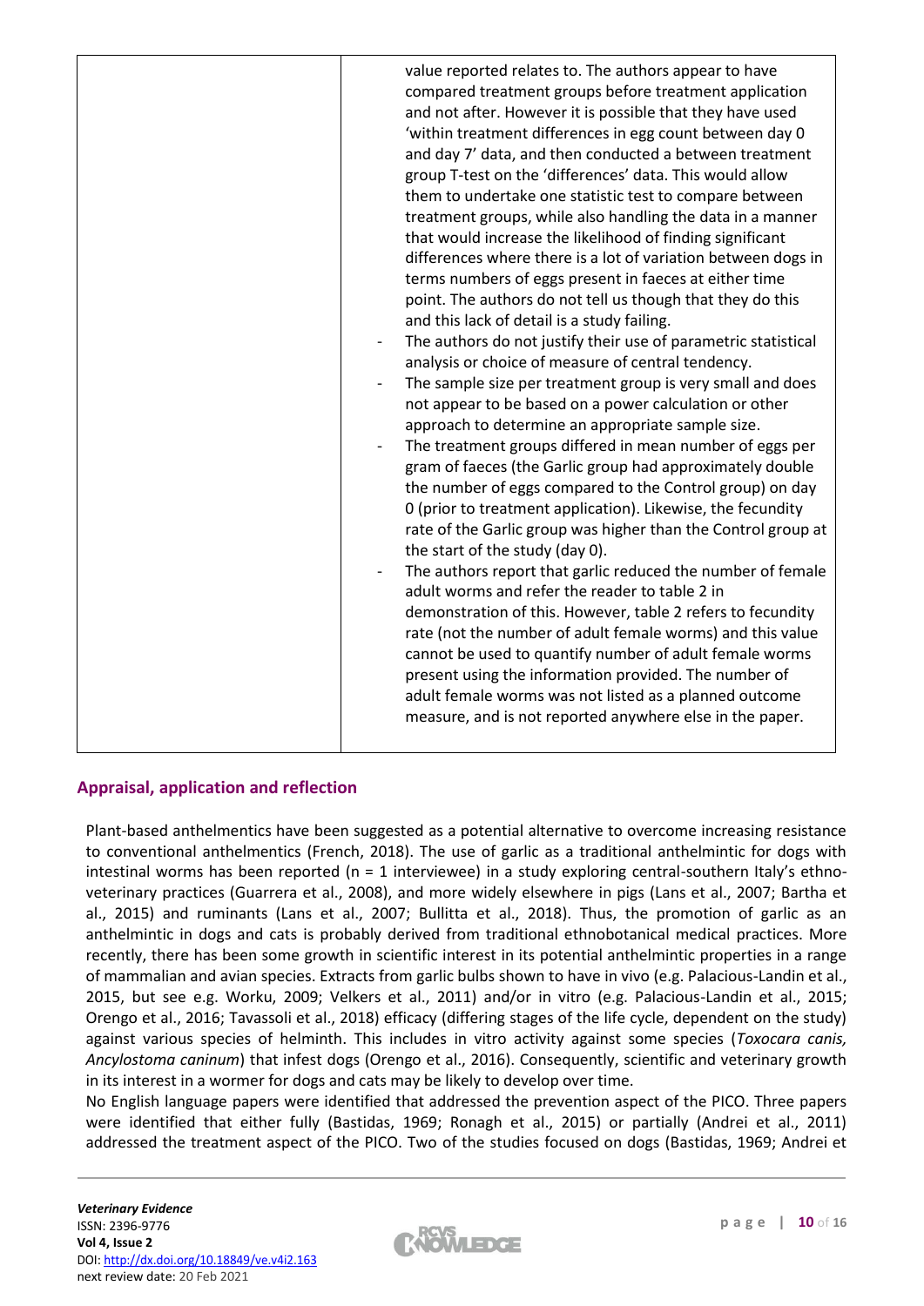| | |
|---|---|
| | value reported relates to. The authors appear to have compared treatment groups before treatment application and not after. However it is possible that they have used 'within treatment differences in egg count between day 0 and day 7' data, and then conducted a between treatment group T-test on the 'differences' data. This would allow them to undertake one statistic test to compare between treatment groups, while also handling the data in a manner that would increase the likelihood of finding significant differences where there is a lot of variation between dogs in terms numbers of eggs present in faeces at either time point. The authors do not tell us though that they do this and this lack of detail is a study failing.<br>- The authors do not justify their use of parametric statistical analysis or choice of measure of central tendency.<br>- The sample size per treatment group is very small and does not appear to be based on a power calculation or other approach to determine an appropriate sample size.<br>- The treatment groups differed in mean number of eggs per gram of faeces (the Garlic group had approximately double the number of eggs compared to the Control group) on day 0 (prior to treatment application). Likewise, the fecundity rate of the Garlic group was higher than the Control group at the start of the study (day 0).<br>- The authors report that garlic reduced the number of female adult worms and refer the reader to table 2 in demonstration of this. However, table 2 refers to fecundity rate (not the number of adult female worms) and this value cannot be used to quantify number of adult female worms present using the information provided. The number of adult female worms was not listed as a planned outcome measure, and is not reported anywhere else in the paper. |

## Appraisal, application and reflection

Plant-based anthelmentics have been suggested as a potential alternative to overcome increasing resistance to conventional anthelmentics (French, 2018). The use of garlic as a traditional anthelmintic for dogs with intestinal worms has been reported (n = 1 interviewee) in a study exploring central-southern Italy's ethno-veterinary practices (Guarrera et al., 2008), and more widely elsewhere in pigs (Lans et al., 2007; Bartha et al., 2015) and ruminants (Lans et al., 2007; Bullitta et al., 2018). Thus, the promotion of garlic as an anthelmintic in dogs and cats is probably derived from traditional ethnobotanical medical practices. More recently, there has been some growth in scientific interest in its potential anthelmintic properties in a range of mammalian and avian species. Extracts from garlic bulbs shown to have in vivo (e.g. Palacious-Landin et al., 2015, but see e.g. Worku, 2009; Velkers et al., 2011) and/or in vitro (e.g. Palacious-Landin et al., 2015; Orengo et al., 2016; Tavassoli et al., 2018) efficacy (differing stages of the life cycle, dependent on the study) against various species of helminth. This includes in vitro activity against some species (*Toxocara canis, Ancylostoma caninum*) that infest dogs (Orengo et al., 2016). Consequently, scientific and veterinary growth in its interest in a wormer for dogs and cats may be likely to develop over time.

No English language papers were identified that addressed the prevention aspect of the PICO. Three papers were identified that either fully (Bastidas, 1969; Ronagh et al., 2015) or partially (Andrei et al., 2011) addressed the treatment aspect of the PICO. Two of the studies focused on dogs (Bastidas, 1969; Andrei et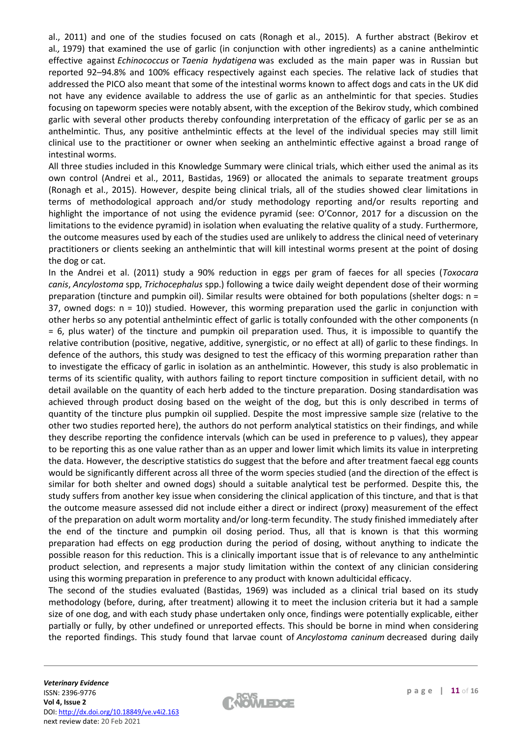al., 2011) and one of the studies focused on cats (Ronagh et al., 2015). A further abstract (Bekirov et al*.,* 1979) that examined the use of garlic (in conjunction with other ingredients) as a canine anthelmintic effective against *Echinococcus* or *Taenia hydatigena* was excluded as the main paper was in Russian but reported 92–94.8% and 100% efficacy respectively against each species. The relative lack of studies that addressed the PICO also meant that some of the intestinal worms known to affect dogs and cats in the UK did not have any evidence available to address the use of garlic as an anthelmintic for that species. Studies focusing on tapeworm species were notably absent, with the exception of the Bekirov study, which combined garlic with several other products thereby confounding interpretation of the efficacy of garlic per se as an anthelmintic. Thus, any positive anthelmintic effects at the level of the individual species may still limit clinical use to the practitioner or owner when seeking an anthelmintic effective against a broad range of intestinal worms.

All three studies included in this Knowledge Summary were clinical trials, which either used the animal as its own control (Andrei et al., 2011, Bastidas, 1969) or allocated the animals to separate treatment groups (Ronagh et al., 2015). However, despite being clinical trials, all of the studies showed clear limitations in terms of methodological approach and/or study methodology reporting and/or results reporting and highlight the importance of not using the evidence pyramid (see: O'Connor, 2017 for a discussion on the limitations to the evidence pyramid) in isolation when evaluating the relative quality of a study. Furthermore, the outcome measures used by each of the studies used are unlikely to address the clinical need of veterinary practitioners or clients seeking an anthelmintic that will kill intestinal worms present at the point of dosing the dog or cat.

In the Andrei et al. (2011) study a 90% reduction in eggs per gram of faeces for all species (*Toxocara canis*, *Ancylostoma* spp, *Trichocephalus* spp.) following a twice daily weight dependent dose of their worming preparation (tincture and pumpkin oil). Similar results were obtained for both populations (shelter dogs: n = 37, owned dogs: n = 10)) studied. However, this worming preparation used the garlic in conjunction with other herbs so any potential anthelmintic effect of garlic is totally confounded with the other components (n = 6, plus water) of the tincture and pumpkin oil preparation used. Thus, it is impossible to quantify the relative contribution (positive, negative, additive, synergistic, or no effect at all) of garlic to these findings. In defence of the authors, this study was designed to test the efficacy of this worming preparation rather than to investigate the efficacy of garlic in isolation as an anthelmintic. However, this study is also problematic in terms of its scientific quality, with authors failing to report tincture composition in sufficient detail, with no detail available on the quantity of each herb added to the tincture preparation. Dosing standardisation was achieved through product dosing based on the weight of the dog, but this is only described in terms of quantity of the tincture plus pumpkin oil supplied. Despite the most impressive sample size (relative to the other two studies reported here), the authors do not perform analytical statistics on their findings, and while they describe reporting the confidence intervals (which can be used in preference to p values), they appear to be reporting this as one value rather than as an upper and lower limit which limits its value in interpreting the data. However, the descriptive statistics do suggest that the before and after treatment faecal egg counts would be significantly different across all three of the worm species studied (and the direction of the effect is similar for both shelter and owned dogs) should a suitable analytical test be performed. Despite this, the study suffers from another key issue when considering the clinical application of this tincture, and that is that the outcome measure assessed did not include either a direct or indirect (proxy) measurement of the effect of the preparation on adult worm mortality and/or long-term fecundity. The study finished immediately after the end of the tincture and pumpkin oil dosing period. Thus, all that is known is that this worming preparation had effects on egg production during the period of dosing, without anything to indicate the possible reason for this reduction. This is a clinically important issue that is of relevance to any anthelmintic product selection, and represents a major study limitation within the context of any clinician considering using this worming preparation in preference to any product with known adulticidal efficacy.

The second of the studies evaluated (Bastidas, 1969) was included as a clinical trial based on its study methodology (before, during, after treatment) allowing it to meet the inclusion criteria but it had a sample size of one dog, and with each study phase undertaken only once, findings were potentially explicable, either partially or fully, by other undefined or unreported effects. This should be borne in mind when considering the reported findings. This study found that larvae count of *Ancylostoma caninum* decreased during daily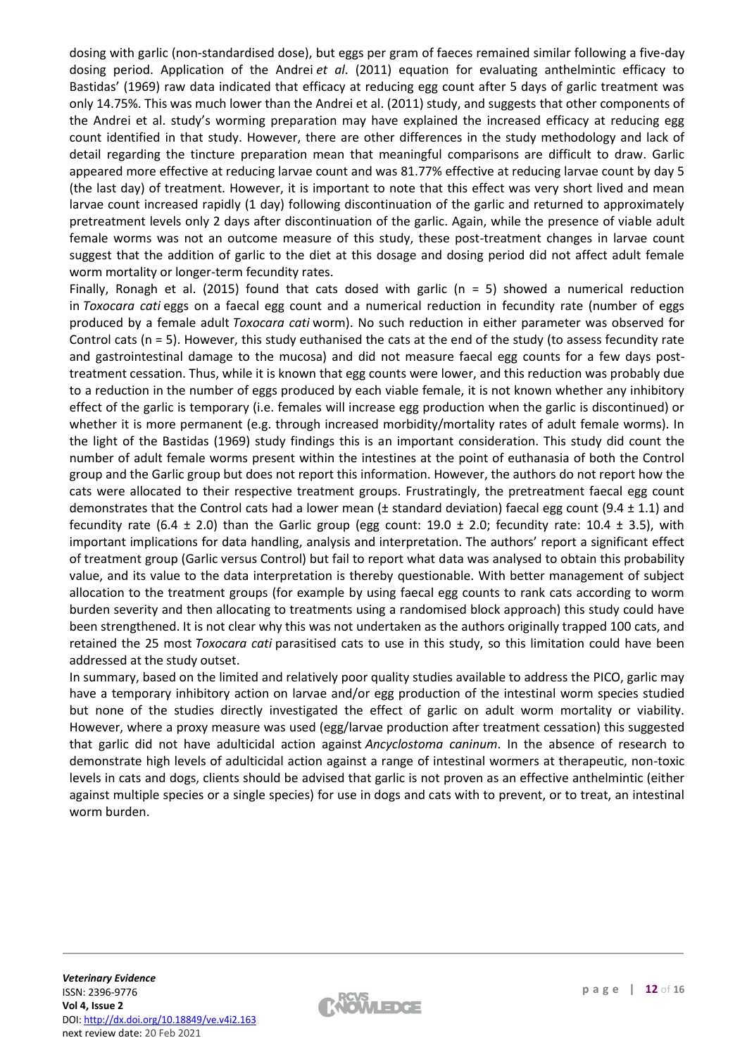dosing with garlic (non-standardised dose), but eggs per gram of faeces remained similar following a five-day dosing period. Application of the Andrei *et al*. (2011) equation for evaluating anthelmintic efficacy to Bastidas' (1969) raw data indicated that efficacy at reducing egg count after 5 days of garlic treatment was only 14.75%. This was much lower than the Andrei et al. (2011) study, and suggests that other components of the Andrei et al. study's worming preparation may have explained the increased efficacy at reducing egg count identified in that study. However, there are other differences in the study methodology and lack of detail regarding the tincture preparation mean that meaningful comparisons are difficult to draw. Garlic appeared more effective at reducing larvae count and was 81.77% effective at reducing larvae count by day 5 (the last day) of treatment. However, it is important to note that this effect was very short lived and mean larvae count increased rapidly (1 day) following discontinuation of the garlic and returned to approximately pretreatment levels only 2 days after discontinuation of the garlic. Again, while the presence of viable adult female worms was not an outcome measure of this study, these post-treatment changes in larvae count suggest that the addition of garlic to the diet at this dosage and dosing period did not affect adult female worm mortality or longer-term fecundity rates.

Finally, Ronagh et al. (2015) found that cats dosed with garlic (n = 5) showed a numerical reduction in *Toxocara cati* eggs on a faecal egg count and a numerical reduction in fecundity rate (number of eggs produced by a female adult *Toxocara cati* worm). No such reduction in either parameter was observed for Control cats (n = 5). However, this study euthanised the cats at the end of the study (to assess fecundity rate and gastrointestinal damage to the mucosa) and did not measure faecal egg counts for a few days post-treatment cessation. Thus, while it is known that egg counts were lower, and this reduction was probably due to a reduction in the number of eggs produced by each viable female, it is not known whether any inhibitory effect of the garlic is temporary (i.e. females will increase egg production when the garlic is discontinued) or whether it is more permanent (e.g. through increased morbidity/mortality rates of adult female worms). In the light of the Bastidas (1969) study findings this is an important consideration. This study did count the number of adult female worms present within the intestines at the point of euthanasia of both the Control group and the Garlic group but does not report this information. However, the authors do not report how the cats were allocated to their respective treatment groups. Frustratingly, the pretreatment faecal egg count demonstrates that the Control cats had a lower mean (± standard deviation) faecal egg count (9.4 ± 1.1) and fecundity rate (6.4 ± 2.0) than the Garlic group (egg count: 19.0 ± 2.0; fecundity rate: 10.4 ± 3.5), with important implications for data handling, analysis and interpretation. The authors' report a significant effect of treatment group (Garlic versus Control) but fail to report what data was analysed to obtain this probability value, and its value to the data interpretation is thereby questionable. With better management of subject allocation to the treatment groups (for example by using faecal egg counts to rank cats according to worm burden severity and then allocating to treatments using a randomised block approach) this study could have been strengthened. It is not clear why this was not undertaken as the authors originally trapped 100 cats, and retained the 25 most *Toxocara cati* parasitised cats to use in this study, so this limitation could have been addressed at the study outset.

In summary, based on the limited and relatively poor quality studies available to address the PICO, garlic may have a temporary inhibitory action on larvae and/or egg production of the intestinal worm species studied but none of the studies directly investigated the effect of garlic on adult worm mortality or viability. However, where a proxy measure was used (egg/larvae production after treatment cessation) this suggested that garlic did not have adulticidal action against *Ancyclostoma caninum*. In the absence of research to demonstrate high levels of adulticidal action against a range of intestinal wormers at therapeutic, non-toxic levels in cats and dogs, clients should be advised that garlic is not proven as an effective anthelmintic (either against multiple species or a single species) for use in dogs and cats with to prevent, or to treat, an intestinal worm burden.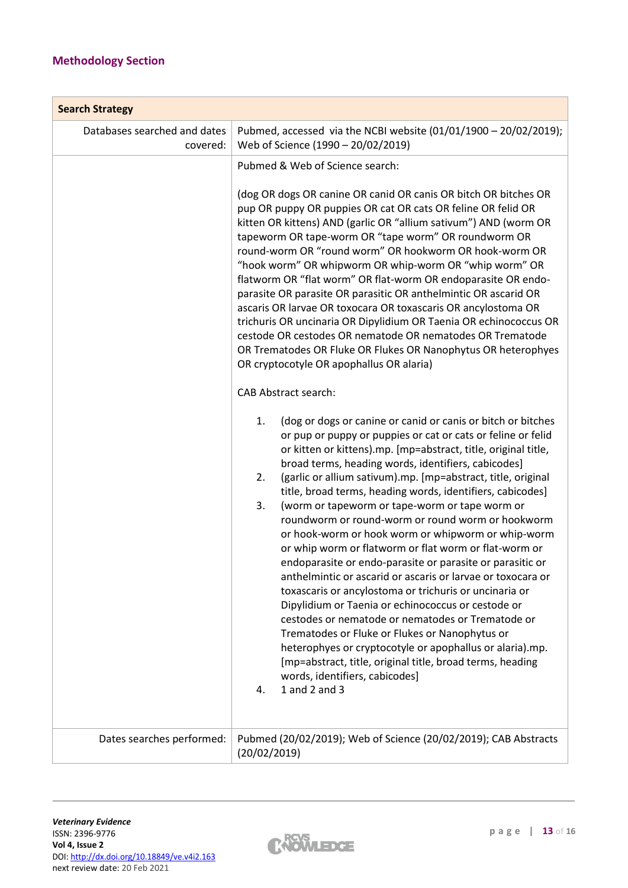## Methodology Section

| Search Strategy | |
|---|---|
| Databases searched and dates covered: | Pubmed, accessed via the NCBI website (01/01/1900 – 20/02/2019); Web of Science (1990 – 20/02/2019) |
| | Pubmed & Web of Science search:<br><br>(dog OR dogs OR canine OR canid OR canis OR bitch OR bitches OR pup OR puppy OR puppies OR cat OR cats OR feline OR felid OR kitten OR kittens) AND (garlic OR "allium sativum") AND (worm OR tapeworm OR tape-worm OR "tape worm" OR roundworm OR round-worm OR "round worm" OR hookworm OR hook-worm OR "hook worm" OR whipworm OR whip-worm OR "whip worm" OR flatworm OR "flat worm" OR flat-worm OR endoparasite OR endo-parasite OR parasite OR parasitic OR anthelmintic OR ascarid OR ascaris OR larvae OR toxocara OR toxascaris OR ancylostoma OR trichuris OR uncinaria OR Dipylidium OR Taenia OR echinococcus OR cestode OR cestodes OR nematode OR nematodes OR Trematode OR Trematodes OR Fluke OR Flukes OR Nanophytus OR heterophyes OR cryptocotyle OR apophallus OR alaria)<br><br>CAB Abstract search:<br><br>1. (dog or dogs or canine or canid or canis or bitch or bitches or pup or puppy or puppies or cat or cats or feline or felid or kitten or kittens).mp. [mp=abstract, title, original title, broad terms, heading words, identifiers, cabicodes]<br>2. (garlic or allium sativum).mp. [mp=abstract, title, original title, broad terms, heading words, identifiers, cabicodes]<br>3. (worm or tapeworm or tape-worm or tape worm or roundworm or round-worm or round worm or hookworm or hook-worm or hook worm or whipworm or whip-worm or whip worm or flatworm or flat worm or flat-worm or endoparasite or endo-parasite or parasite or parasitic or anthelmintic or ascarid or ascaris or larvae or toxocara or toxascaris or ancylostoma or trichuris or uncinaria or Dipylidium or Taenia or echinococcus or cestode or cestodes or nematode or nematodes or Trematode or Trematodes or Fluke or Flukes or Nanophytus or heterophyes or cryptocotyle or apophallus or alaria).mp. [mp=abstract, title, original title, broad terms, heading words, identifiers, cabicodes]<br>4. 1 and 2 and 3 |
| Dates searches performed: | Pubmed (20/02/2019); Web of Science (20/02/2019); CAB Abstracts (20/02/2019) |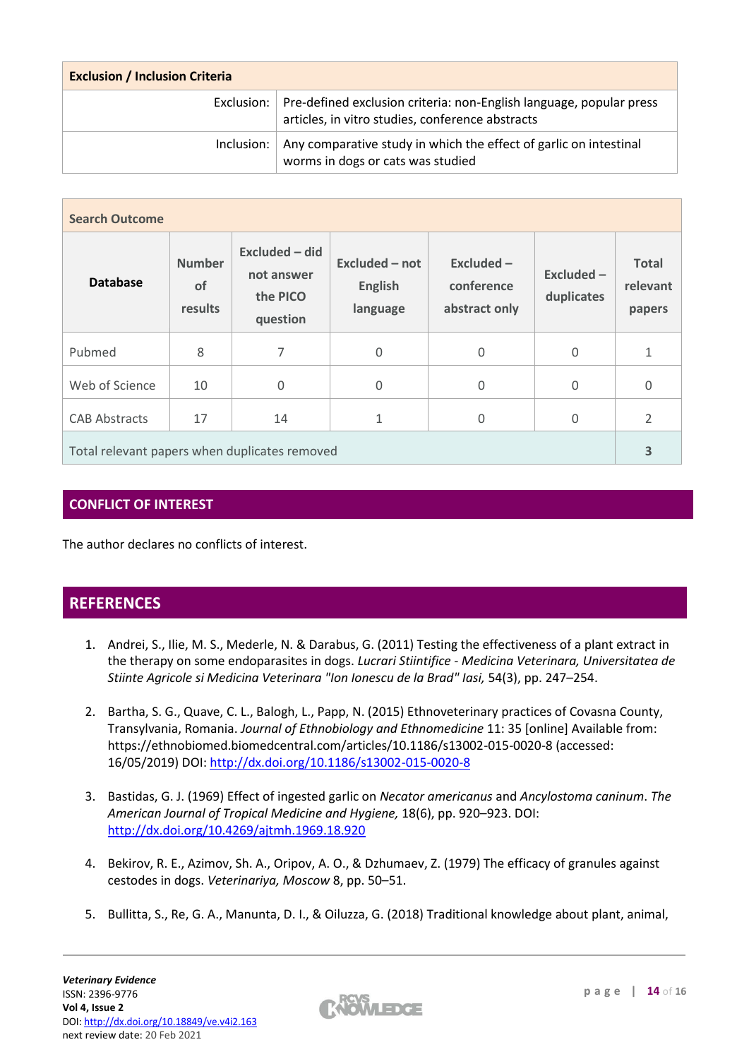| **Exclusion / Inclusion Criteria** | |
|---|---|
| Exclusion: | Pre-defined exclusion criteria: non-English language, popular press articles, in vitro studies, conference abstracts |
| Inclusion: | Any comparative study in which the effect of garlic on intestinal worms in dogs or cats was studied |

**Search Outcome**

| Database | Number of results | Excluded – did not answer the PICO question | Excluded – not English language | Excluded – conference abstract only | Excluded – duplicates | Total relevant papers |
|---|---|---|---|---|---|---|
| Pubmed | 8 | 7 | 0 | 0 | 0 | 1 |
| Web of Science | 10 | 0 | 0 | 0 | 0 | 0 |
| CAB Abstracts | 17 | 14 | 1 | 0 | 0 | 2 |
| Total relevant papers when duplicates removed | | | | | | 3 |

## CONFLICT OF INTEREST

The author declares no conflicts of interest.

## REFERENCES

1. Andrei, S., Ilie, M. S., Mederle, N. & Darabus, G. (2011) Testing the effectiveness of a plant extract in the therapy on some endoparasites in dogs. *Lucrari Stiintifice - Medicina Veterinara, Universitatea de Stiinte Agricole si Medicina Veterinara "Ion Ionescu de la Brad" Iasi,* 54(3), pp. 247–254.

2. Bartha, S. G., Quave, C. L., Balogh, L., Papp, N. (2015) Ethnoveterinary practices of Covasna County, Transylvania, Romania. *Journal of Ethnobiology and Ethnomedicine* 11: 35 [online] Available from: https://ethnobiomed.biomedcentral.com/articles/10.1186/s13002-015-0020-8 (accessed: 16/05/2019) DOI: http://dx.doi.org/10.1186/s13002-015-0020-8

3. Bastidas, G. J. (1969) Effect of ingested garlic on *Necator americanus* and *Ancylostoma caninum*. *The American Journal of Tropical Medicine and Hygiene,* 18(6), pp. 920–923. DOI: http://dx.doi.org/10.4269/ajtmh.1969.18.920

4. Bekirov, R. E., Azimov, Sh. A., Oripov, A. O., & Dzhumaev, Z. (1979) The efficacy of granules against cestodes in dogs. *Veterinariya, Moscow* 8, pp. 50–51.

5. Bullitta, S., Re, G. A., Manunta, D. I., & Oiluzza, G. (2018) Traditional knowledge about plant, animal,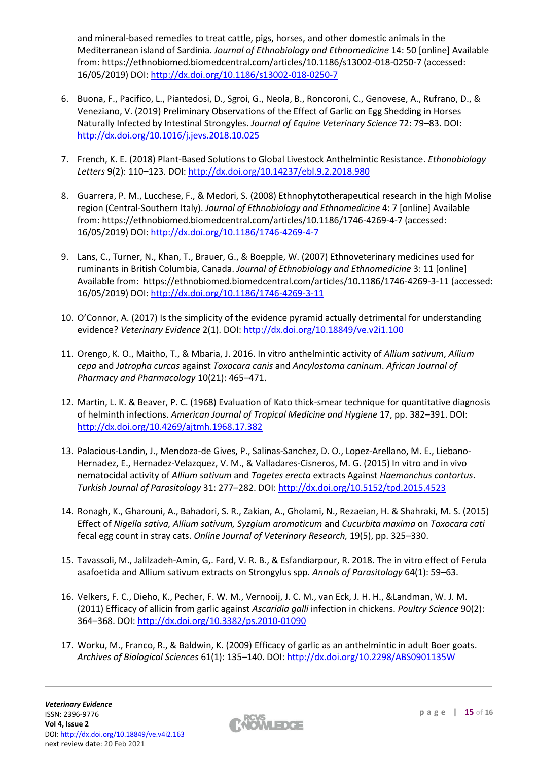and mineral-based remedies to treat cattle, pigs, horses, and other domestic animals in the Mediterranean island of Sardinia. *Journal of Ethnobiology and Ethnomedicine* 14: 50 [online] Available from: https://ethnobiomed.biomedcentral.com/articles/10.1186/s13002-018-0250-7 (accessed: 16/05/2019) DOI: http://dx.doi.org/10.1186/s13002-018-0250-7

6. Buona, F., Pacifico, L., Piantedosi, D., Sgroi, G., Neola, B., Roncoroni, C., Genovese, A., Rufrano, D., & Veneziano, V. (2019) Preliminary Observations of the Effect of Garlic on Egg Shedding in Horses Naturally Infected by Intestinal Strongyles. *Journal of Equine Veterinary Science* 72: 79–83. DOI: http://dx.doi.org/10.1016/j.jevs.2018.10.025

7. French, K. E. (2018) Plant-Based Solutions to Global Livestock Anthelmintic Resistance. *Ethonobiology Letters* 9(2): 110–123. DOI: http://dx.doi.org/10.14237/ebl.9.2.2018.980

8. Guarrera, P. M., Lucchese, F., & Medori, S. (2008) Ethnophytotherapeutical research in the high Molise region (Central-Southern Italy). *Journal of Ethnobiology and Ethnomedicine* 4: 7 [online] Available from: https://ethnobiomed.biomedcentral.com/articles/10.1186/1746-4269-4-7 (accessed: 16/05/2019) DOI: http://dx.doi.org/10.1186/1746-4269-4-7

9. Lans, C., Turner, N., Khan, T., Brauer, G., & Boepple, W. (2007) Ethnoveterinary medicines used for ruminants in British Columbia, Canada. *Journal of Ethnobiology and Ethnomedicine* 3: 11 [online] Available from: https://ethnobiomed.biomedcentral.com/articles/10.1186/1746-4269-3-11 (accessed: 16/05/2019) DOI: http://dx.doi.org/10.1186/1746-4269-3-11

10. O'Connor, A. (2017) Is the simplicity of the evidence pyramid actually detrimental for understanding evidence? *Veterinary Evidence* 2(1). DOI: http://dx.doi.org/10.18849/ve.v2i1.100

11. Orengo, K. O., Maitho, T., & Mbaria, J. 2016. In vitro anthelmintic activity of *Allium sativum*, *Allium cepa* and *Jatropha curcas* against *Toxocara canis* and *Ancylostoma caninum*. *African Journal of Pharmacy and Pharmacology* 10(21): 465–471.

12. Martin, L. K. & Beaver, P. C. (1968) Evaluation of Kato thick-smear technique for quantitative diagnosis of helminth infections. *American Journal of Tropical Medicine and Hygiene* 17, pp. 382–391. DOI: http://dx.doi.org/10.4269/ajtmh.1968.17.382

13. Palacious-Landin, J., Mendoza-de Gives, P., Salinas-Sanchez, D. O., Lopez-Arellano, M. E., Liebano-Hernadez, E., Hernadez-Velazquez, V. M., & Valladares-Cisneros, M. G. (2015) In vitro and in vivo nematocidal activity of *Allium sativum* and *Tagetes erecta* extracts Against *Haemonchus contortus*. *Turkish Journal of Parasitology* 31: 277–282. DOI: http://dx.doi.org/10.5152/tpd.2015.4523

14. Ronagh, K., Gharouni, A., Bahadori, S. R., Zakian, A., Gholami, N., Rezaeian, H. & Shahraki, M. S. (2015) Effect of *Nigella sativa, Allium sativum, Syzgium aromaticum* and *Cucurbita maxima* on *Toxocara cati* fecal egg count in stray cats. *Online Journal of Veterinary Research,* 19(5), pp. 325–330.

15. Tavassoli, M., Jalilzadeh-Amin, G,. Fard, V. R. B., & Esfandiarpour, R. 2018. The in vitro effect of Ferula asafoetida and Allium sativum extracts on Strongylus spp. *Annals of Parasitology* 64(1): 59–63.

16. Velkers, F. C., Dieho, K., Pecher, F. W. M., Vernooij, J. C. M., van Eck, J. H. H., &Landman, W. J. M. (2011) Efficacy of allicin from garlic against *Ascaridia galli* infection in chickens. *Poultry Science* 90(2): 364–368. DOI: http://dx.doi.org/10.3382/ps.2010-01090

17. Worku, M., Franco, R., & Baldwin, K. (2009) Efficacy of garlic as an anthelmintic in adult Boer goats. *Archives of Biological Sciences* 61(1): 135–140. DOI: http://dx.doi.org/10.2298/ABS0901135W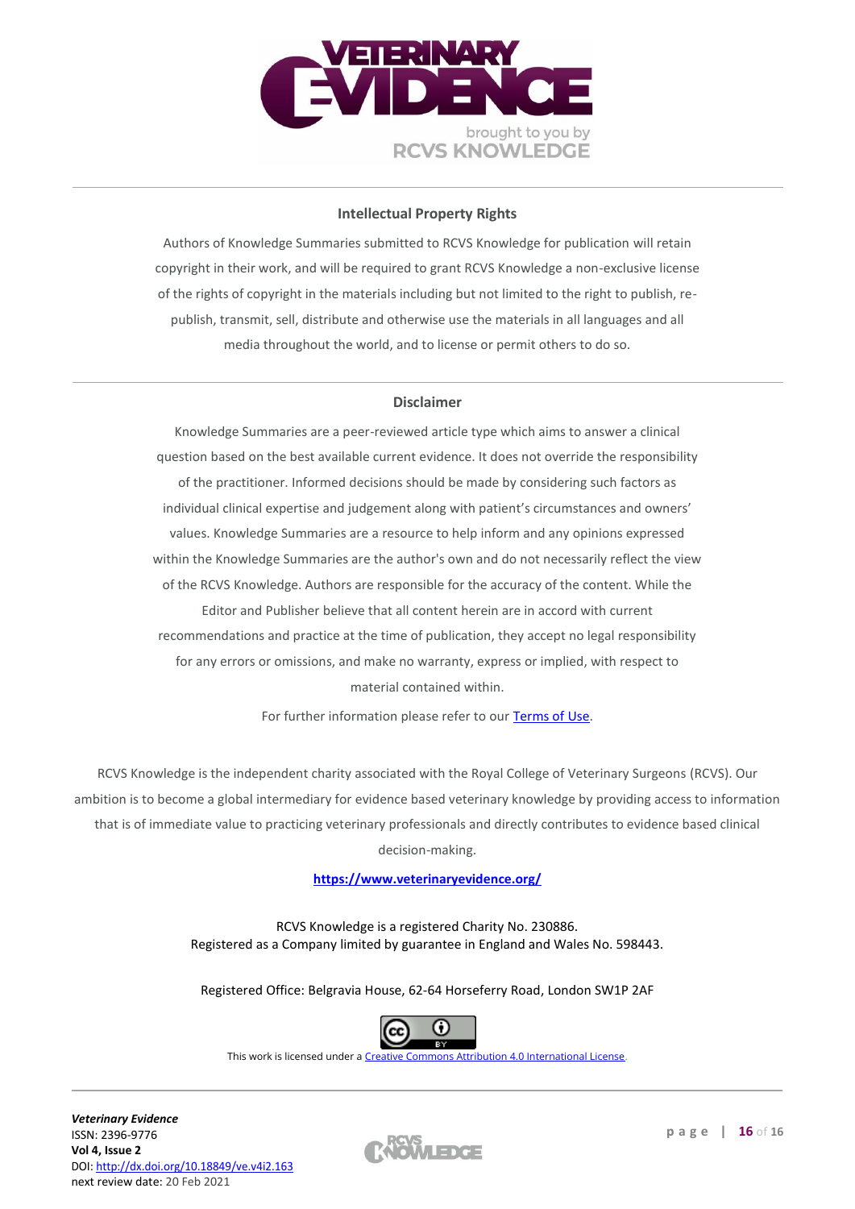## Intellectual Property Rights

Authors of Knowledge Summaries submitted to RCVS Knowledge for publication will retain copyright in their work, and will be required to grant RCVS Knowledge a non-exclusive license of the rights of copyright in the materials including but not limited to the right to publish, re-publish, transmit, sell, distribute and otherwise use the materials in all languages and all media throughout the world, and to license or permit others to do so.

## Disclaimer

Knowledge Summaries are a peer-reviewed article type which aims to answer a clinical question based on the best available current evidence. It does not override the responsibility of the practitioner. Informed decisions should be made by considering such factors as individual clinical expertise and judgement along with patient's circumstances and owners' values. Knowledge Summaries are a resource to help inform and any opinions expressed within the Knowledge Summaries are the author's own and do not necessarily reflect the view of the RCVS Knowledge. Authors are responsible for the accuracy of the content. While the Editor and Publisher believe that all content herein are in accord with current recommendations and practice at the time of publication, they accept no legal responsibility for any errors or omissions, and make no warranty, express or implied, with respect to material contained within.

For further information please refer to our [Terms of Use](#).

RCVS Knowledge is the independent charity associated with the Royal College of Veterinary Surgeons (RCVS). Our ambition is to become a global intermediary for evidence based veterinary knowledge by providing access to information that is of immediate value to practicing veterinary professionals and directly contributes to evidence based clinical decision-making.

**https://www.veterinaryevidence.org/**

RCVS Knowledge is a registered Charity No. 230886.
Registered as a Company limited by guarantee in England and Wales No. 598443.

Registered Office: Belgravia House, 62-64 Horseferry Road, London SW1P 2AF

This work is licensed under a [Creative Commons Attribution 4.0 International License](#).